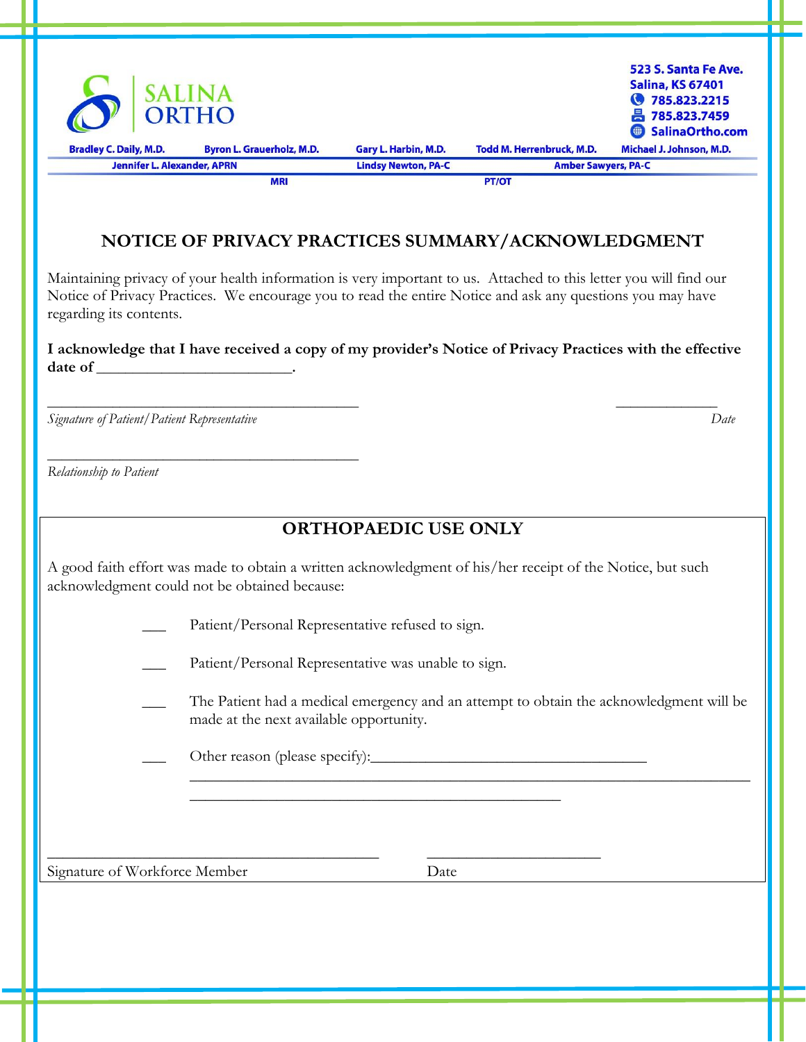SALINA ORTHO

523 S. Santa Fe Ave.
Salina, KS 67401
785.823.2215
785.823.7459
SalinaOrtho.com

Bradley C. Daily, M.D. Byron L. Grauerholz, M.D. Gary L. Harbin, M.D. Todd M. Herrenbruck, M.D. Michael J. Johnson, M.D.

Jennifer L. Alexander, APRN Lindsy Newton, PA-C Amber Sawyers, PA-C

MRI PT/OT

# NOTICE OF PRIVACY PRACTICES SUMMARY/ACKNOWLEDGMENT

Maintaining privacy of your health information is very important to us. Attached to this letter you will find our Notice of Privacy Practices. We encourage you to read the entire Notice and ask any questions you may have regarding its contents.

**I acknowledge that I have received a copy of my provider's Notice of Privacy Practices with the effective date of \_\_\_\_\_\_\_\_\_\_\_\_\_\_\_\_\_\_\_\_\_\_\_\_\_.**

\_\_\_\_\_\_\_\_\_\_\_\_\_\_\_\_\_\_\_\_\_\_\_\_\_\_\_\_\_\_\_\_\_\_\_\_\_\_\_\_\_\_\_\_ \_\_\_\_\_\_\_\_\_\_\_\_\_\_

*Signature of Patient/Patient Representative* *Date*

\_\_\_\_\_\_\_\_\_\_\_\_\_\_\_\_\_\_\_\_\_\_\_\_\_\_\_\_\_\_\_\_\_\_\_\_\_\_\_\_\_\_\_\_

*Relationship to Patient*

## ORTHOPAEDIC USE ONLY

A good faith effort was made to obtain a written acknowledgment of his/her receipt of the Notice, but such acknowledgment could not be obtained because:

\_\_\_ Patient/Personal Representative refused to sign.

\_\_\_ Patient/Personal Representative was unable to sign.

\_\_\_ The Patient had a medical emergency and an attempt to obtain the acknowledgment will be made at the next available opportunity.

\_\_\_ Other reason (please specify):\_\_\_\_\_\_\_\_\_\_\_\_\_\_\_\_\_\_\_\_\_\_\_\_\_\_\_\_\_\_\_\_\_\_\_\_\_\_
\_\_\_\_\_\_\_\_\_\_\_\_\_\_\_\_\_\_\_\_\_\_\_\_\_\_\_\_\_\_\_\_\_\_\_\_\_\_\_\_\_\_\_\_\_\_\_\_\_\_\_\_\_\_\_\_\_\_\_\_\_\_\_\_\_\_\_\_\_\_\_\_\_\_\_\_\_\_
\_\_\_\_\_\_\_\_\_\_\_\_\_\_\_\_\_\_\_\_\_\_\_\_\_\_\_\_\_\_\_\_\_\_\_\_\_\_\_\_\_\_\_\_\_\_\_\_\_\_

\_\_\_\_\_\_\_\_\_\_\_\_\_\_\_\_\_\_\_\_\_\_\_\_\_\_\_\_\_\_\_\_\_\_\_\_\_\_\_\_\_\_\_\_\_\_ \_\_\_\_\_\_\_\_\_\_\_\_\_\_\_\_\_\_\_\_\_\_\_

Signature of Workforce Member Date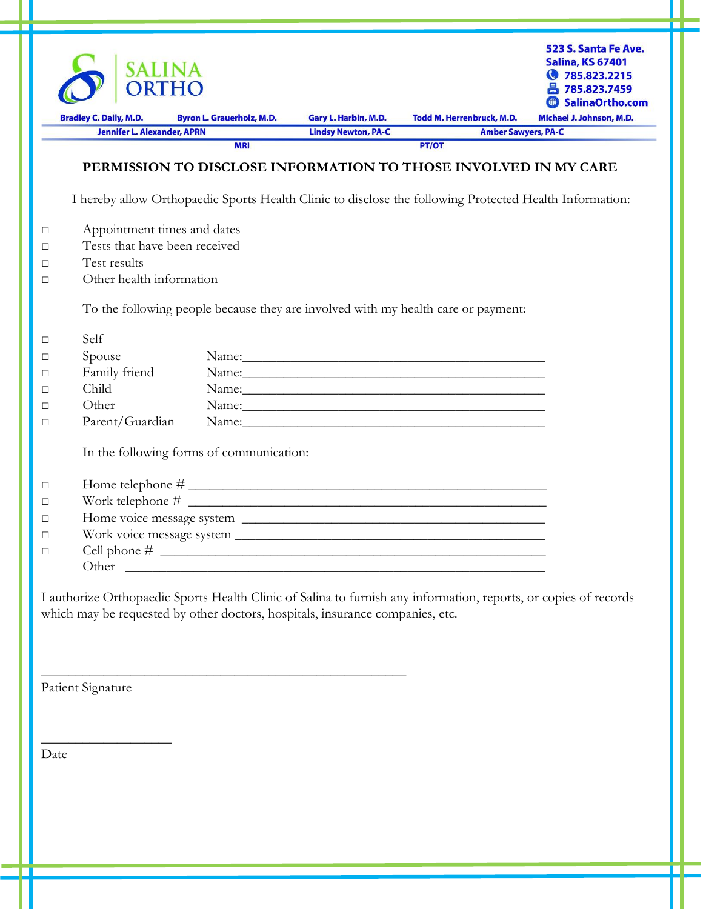SALINA ORTHO

523 S. Santa Fe Ave.
Salina, KS 67401
785.823.2215
785.823.7459
SalinaOrtho.com

Bradley C. Daily, M.D. | Byron L. Grauerholz, M.D. | Gary L. Harbin, M.D. | Todd M. Herrenbruck, M.D. | Michael J. Johnson, M.D.

Jennifer L. Alexander, APRN | Lindsy Newton, PA-C | Amber Sawyers, PA-C

MRI | PT/OT

## PERMISSION TO DISCLOSE INFORMATION TO THOSE INVOLVED IN MY CARE

I hereby allow Orthopaedic Sports Health Clinic to disclose the following Protected Health Information:

- ☐ Appointment times and dates
- ☐ Tests that have been received
- ☐ Test results
- ☐ Other health information

To the following people because they are involved with my health care or payment:

- ☐ Self
- ☐ Spouse Name:______________________________________________
- ☐ Family friend Name:______________________________________________
- ☐ Child Name:______________________________________________
- ☐ Other Name:______________________________________________
- ☐ Parent/Guardian Name:______________________________________________

In the following forms of communication:

- ☐ Home telephone # ______________________________________________________
- ☐ Work telephone # ______________________________________________________
- ☐ Home voice message system ______________________________________________
- ☐ Work voice message system _______________________________________________
- ☐ Cell phone # __________________________________________________________

Other ______________________________________________________________

I authorize Orthopaedic Sports Health Clinic of Salina to furnish any information, reports, or copies of records which may be requested by other doctors, hospitals, insurance companies, etc.

_______________________________________________________

Patient Signature

____________________

Date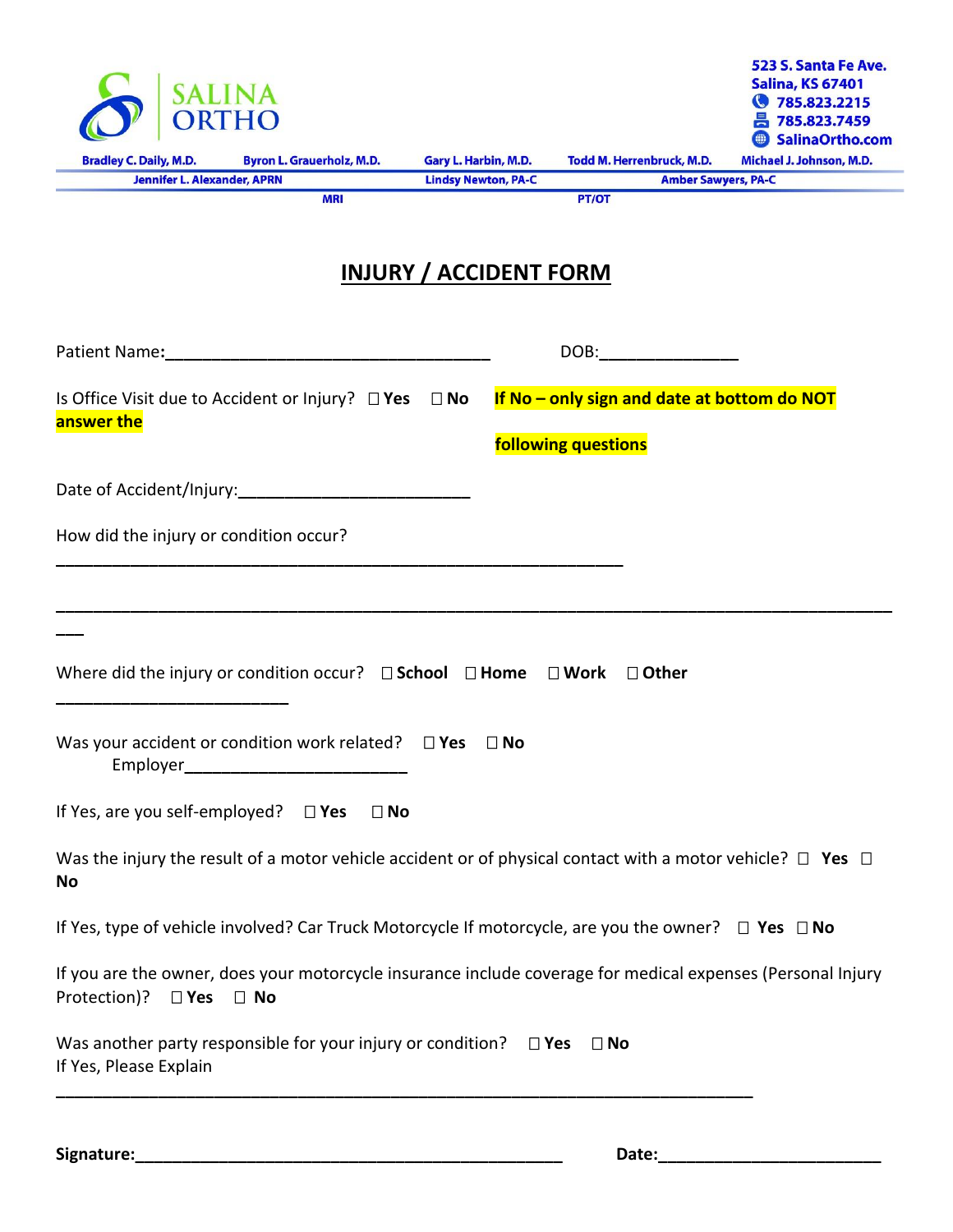SALINA ORTHO

523 S. Santa Fe Ave.
Salina, KS 67401
785.823.2215
785.823.7459
SalinaOrtho.com

Bradley C. Daily, M.D. | Byron L. Grauerholz, M.D. | Gary L. Harbin, M.D. | Todd M. Herrenbruck, M.D. | Michael J. Johnson, M.D.

Jennifer L. Alexander, APRN | Lindsy Newton, PA-C | Amber Sawyers, PA-C

MRI | PT/OT

# INJURY / ACCIDENT FORM

Patient Name:___________________________________ DOB:______________

Is Office Visit due to Accident or Injury? ☐ **Yes** ☐ **No** **If No – only sign and date at bottom do NOT answer the following questions**

Date of Accident/Injury:________________________

How did the injury or condition occur?

_______________________________________________________________

_____________________________________________________________________________________

Where did the injury or condition occur? ☐ **School** ☐ **Home** ☐ **Work** ☐ **Other** ________________________

Was your accident or condition work related? ☐ **Yes** ☐ **No**
Employer________________________

If Yes, are you self-employed? ☐ **Yes** ☐ **No**

Was the injury the result of a motor vehicle accident or of physical contact with a motor vehicle? ☐ **Yes** ☐ **No**

If Yes, type of vehicle involved? Car Truck Motorcycle If motorcycle, are you the owner? ☐ **Yes** ☐ **No**

If you are the owner, does your motorcycle insurance include coverage for medical expenses (Personal Injury Protection)? ☐ **Yes** ☐ **No**

Was another party responsible for your injury or condition? ☐ **Yes** ☐ **No**
If Yes, Please Explain

_____________________________________________________________________________

**Signature:**_____________________________________________ **Date:**________________________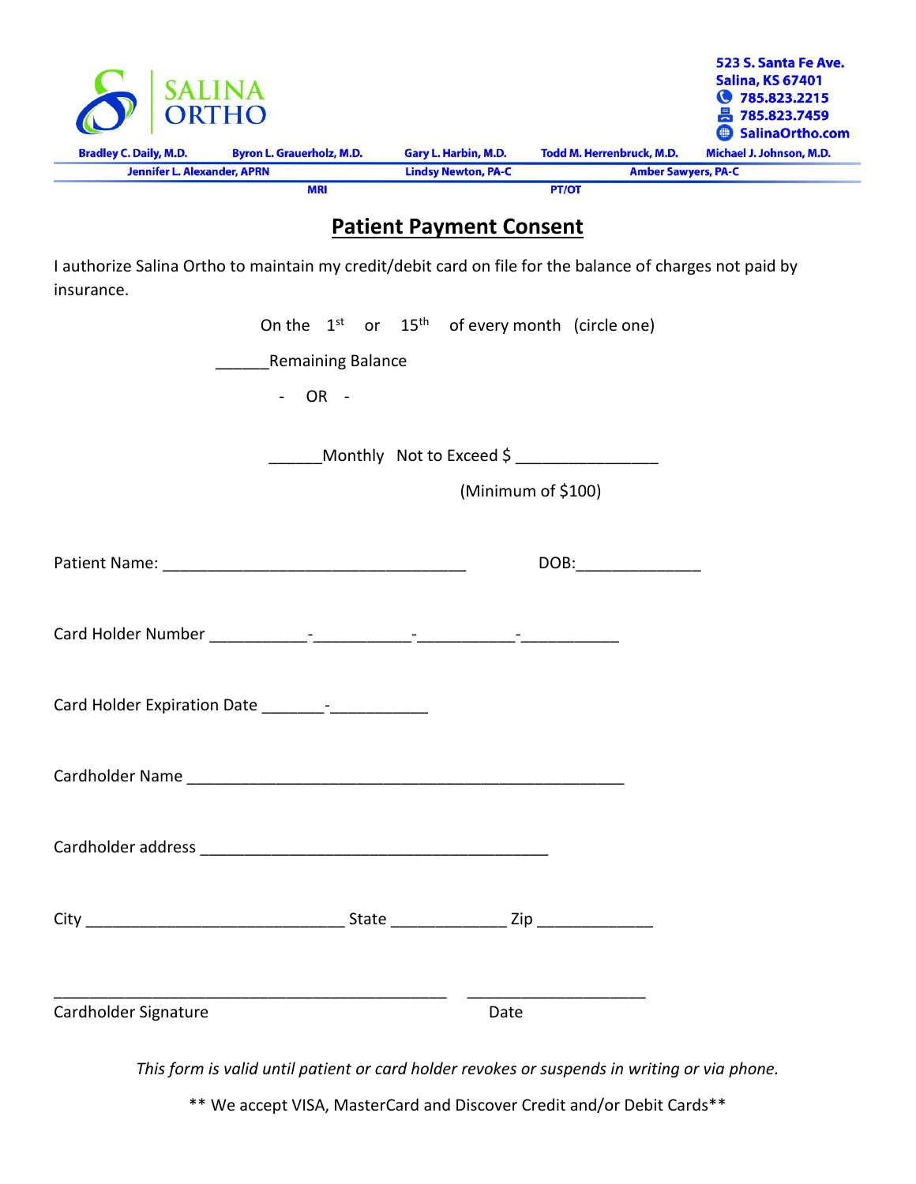SALINA ORTHO

523 S. Santa Fe Ave.
Salina, KS 67401
785.823.2215
785.823.7459
SalinaOrtho.com

Bradley C. Daily, M.D. | Byron L. Grauerholz, M.D. | Gary L. Harbin, M.D. | Todd M. Herrenbruck, M.D. | Michael J. Johnson, M.D.

Jennifer L. Alexander, APRN | Lindsy Newton, PA-C | Amber Sawyers, PA-C

MRI | PT/OT

## Patient Payment Consent

I authorize Salina Ortho to maintain my credit/debit card on file for the balance of charges not paid by insurance.

On the 1st or 15th of every month (circle one)

______Remaining Balance

\- OR -

______Monthly Not to Exceed $ ________________

(Minimum of $100)

Patient Name: __________________________________ DOB:______________

Card Holder Number ___________-___________-___________-___________

Card Holder Expiration Date _______-___________

Cardholder Name __________________________________________________

Cardholder address _______________________________________

City _____________________________ State _____________ Zip _____________

_______________________________________________ ____________________

Cardholder Signature Date

*This form is valid until patient or card holder revokes or suspends in writing or via phone.*

** We accept VISA, MasterCard and Discover Credit and/or Debit Cards**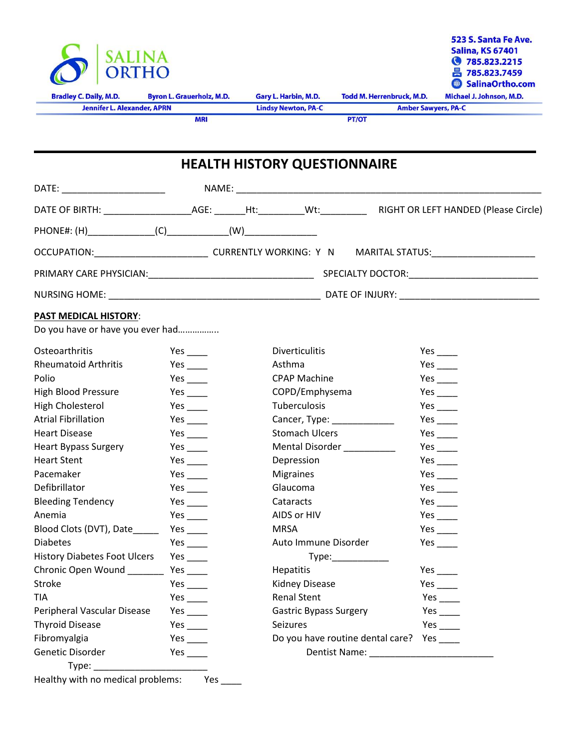SALINA ORTHO

523 S. Santa Fe Ave.
Salina, KS 67401
785.823.2215
785.823.7459
SalinaOrtho.com

Bradley C. Daily, M.D. | Byron L. Grauerholz, M.D. | Gary L. Harbin, M.D. | Todd M. Herrenbruck, M.D. | Michael J. Johnson, M.D.

Jennifer L. Alexander, APRN | Lindsy Newton, PA-C | Amber Sawyers, PA-C

MRI | PT/OT

# HEALTH HISTORY QUESTIONNAIRE

DATE: ____________________ NAME: ___________________________________________________________

DATE OF BIRTH: ________________AGE: ______Ht:_________Wt:_________ RIGHT OR LEFT HANDED (Please Circle)

PHONE#: (H)____________(C)___________(W)_____________

OCCUPATION:_____________________ CURRENTLY WORKING: Y N MARITAL STATUS:____________________

PRIMARY CARE PHYSICIAN:________________________________ SPECIALTY DOCTOR:_________________________

NURSING HOME: ________________________________________ DATE OF INJURY: ___________________________

**PAST MEDICAL HISTORY**:

Do you have or have you ever had……………..

| | | | |
|---|---|---|---|
| Osteoarthritis | Yes ____ | Diverticulitis | Yes ____ |
| Rheumatoid Arthritis | Yes ____ | Asthma | Yes ____ |
| Polio | Yes ____ | CPAP Machine | Yes ____ |
| High Blood Pressure | Yes ____ | COPD/Emphysema | Yes ____ |
| High Cholesterol | Yes ____ | Tuberculosis | Yes ____ |
| Atrial Fibrillation | Yes ____ | Cancer, Type: ____________ | Yes ____ |
| Heart Disease | Yes ____ | Stomach Ulcers | Yes ____ |
| Heart Bypass Surgery | Yes ____ | Mental Disorder __________ | Yes ____ |
| Heart Stent | Yes ____ | Depression | Yes ____ |
| Pacemaker | Yes ____ | Migraines | Yes ____ |
| Defibrillator | Yes ____ | Glaucoma | Yes ____ |
| Bleeding Tendency | Yes ____ | Cataracts | Yes ____ |
| Anemia | Yes ____ | AIDS or HIV | Yes ____ |
| Blood Clots (DVT), Date_____ | Yes ____ | MRSA | Yes ____ |
| Diabetes | Yes ____ | Auto Immune Disorder | Yes ____ |
| History Diabetes Foot Ulcers | Yes ____ | Type:___________ | |
| Chronic Open Wound _______ | Yes ____ | Hepatitis | Yes ____ |
| Stroke | Yes ____ | Kidney Disease | Yes ____ |
| TIA | Yes ____ | Renal Stent | Yes ____ |
| Peripheral Vascular Disease | Yes ____ | Gastric Bypass Surgery | Yes ____ |
| Thyroid Disease | Yes ____ | Seizures | Yes ____ |
| Fibromyalgia | Yes ____ | Do you have routine dental care? | Yes ____ |
| Genetic Disorder | Yes ____ | Dentist Name: ________________________ | |
| Type: ______________________ | | | |

Healthy with no medical problems: Yes ____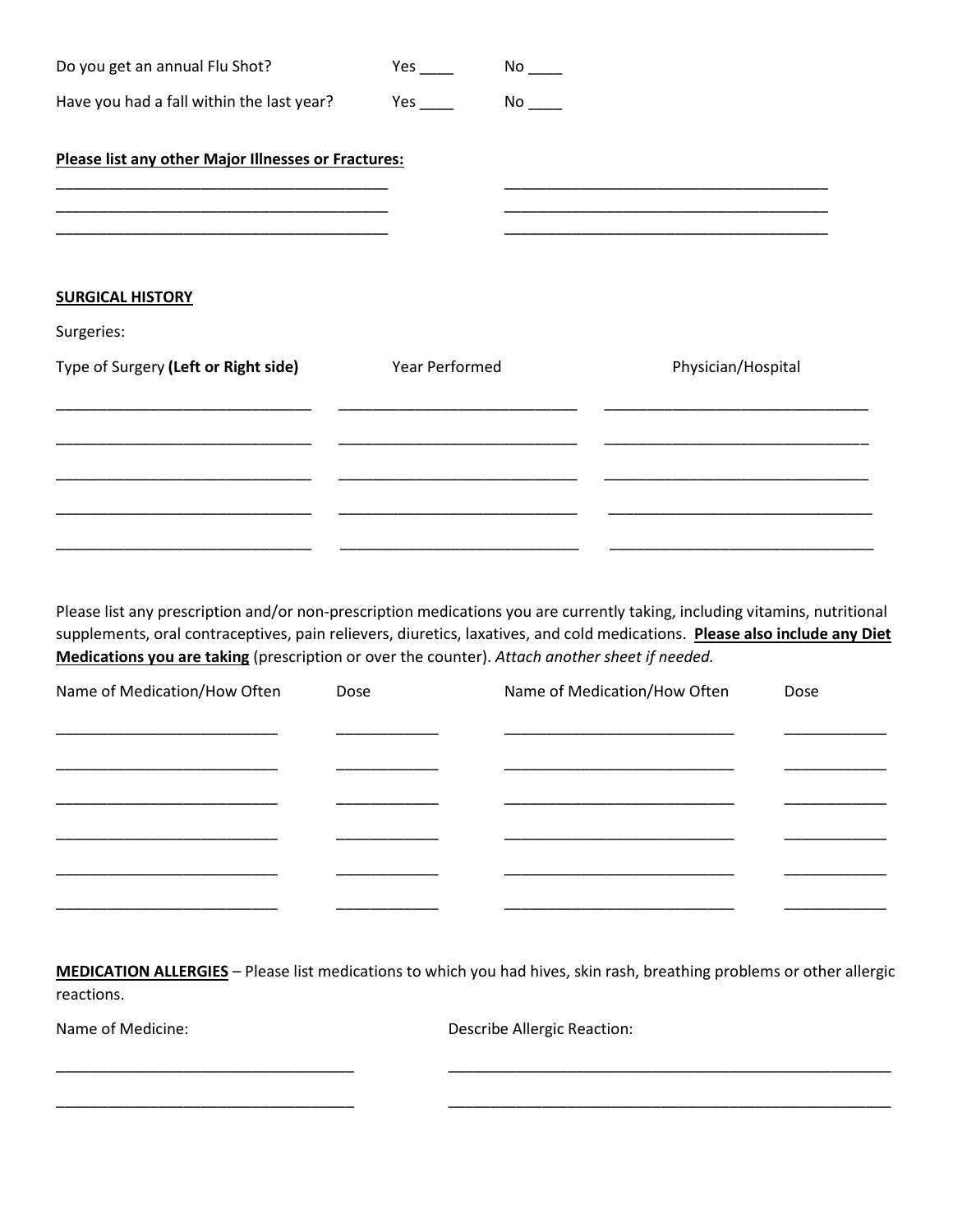Do you get an annual Flu Shot? Yes ____ No ____

Have you had a fall within the last year? Yes ____ No ____

**Please list any other Major Illnesses or Fractures:**

_______________________________________ _______________________________________
_______________________________________ _______________________________________
_______________________________________ _______________________________________

**SURGICAL HISTORY**

Surgeries:

| Type of Surgery **(Left or Right side)** | Year Performed | Physician/Hospital |
| --- | --- | --- |
| | | |
| | | |
| | | |
| | | |
| | | |

Please list any prescription and/or non-prescription medications you are currently taking, including vitamins, nutritional supplements, oral contraceptives, pain relievers, diuretics, laxatives, and cold medications. **Please also include any Diet Medications you are taking** (prescription or over the counter). *Attach another sheet if needed.*

| Name of Medication/How Often | Dose | Name of Medication/How Often | Dose |
| --- | --- | --- | --- |
| | | | |
| | | | |
| | | | |
| | | | |
| | | | |
| | | | |

**MEDICATION ALLERGIES** – Please list medications to which you had hives, skin rash, breathing problems or other allergic reactions.

| Name of Medicine: | Describe Allergic Reaction: |
| --- | --- |
| | |
| | |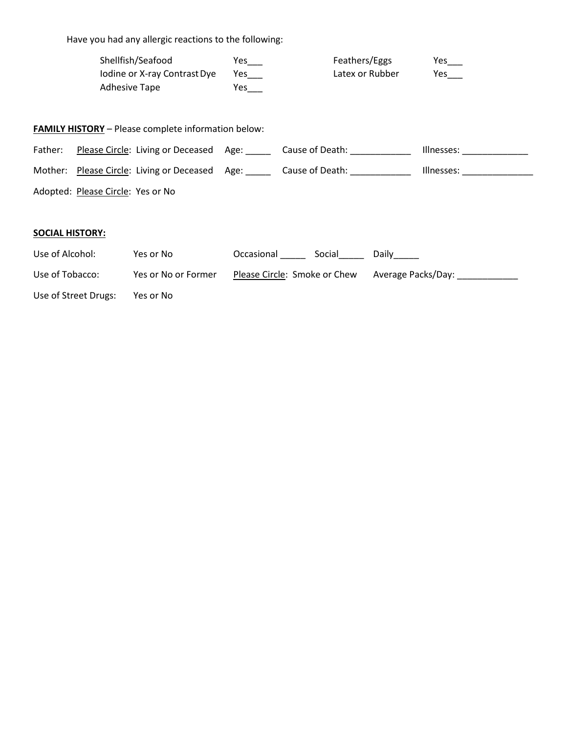Have you had any allergic reactions to the following:

| | | | |
|---|---|---|---|
| Shellfish/Seafood | Yes___ | Feathers/Eggs | Yes___ |
| Iodine or X-ray Contrast Dye | Yes___ | Latex or Rubber | Yes___ |
| Adhesive Tape | Yes___ | | |

**FAMILY HISTORY** – Please complete information below:

Father: Please Circle: Living or Deceased Age: _____ Cause of Death: ____________ Illnesses: _____________

Mother: Please Circle: Living or Deceased Age: _____ Cause of Death: ____________ Illnesses: ______________

Adopted: Please Circle: Yes or No

**SOCIAL HISTORY:**

| | | | |
|---|---|---|---|
| Use of Alcohol: | Yes or No | Occasional _____ Social_____ | Daily_____ |
| Use of Tobacco: | Yes or No or Former | Please Circle: Smoke or Chew | Average Packs/Day: ____________ |
| Use of Street Drugs: | Yes or No | | |